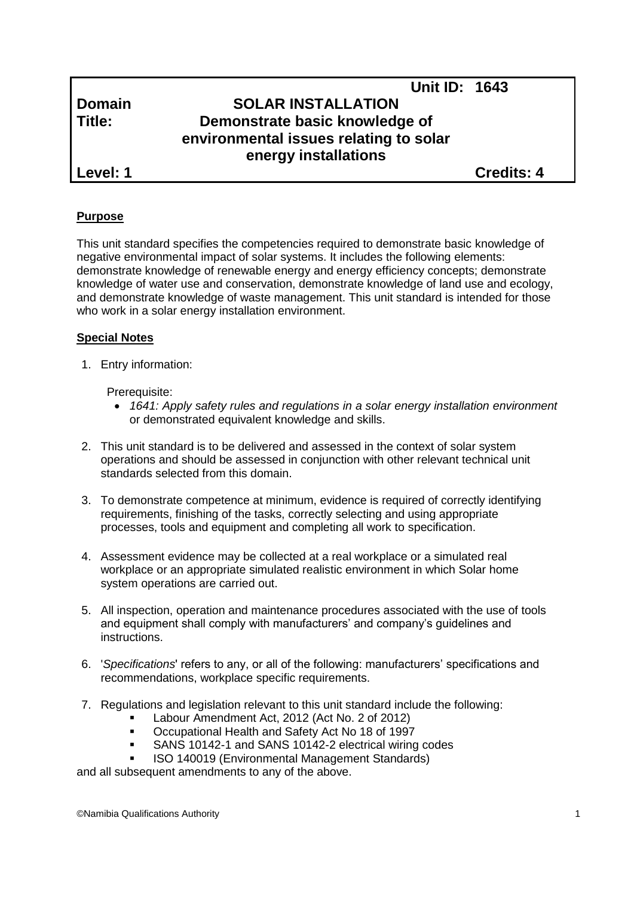| | Unit ID: 1643 |
|---|---|
| **Domain** | **SOLAR INSTALLATION** |
| **Title:** | **Demonstrate basic knowledge of environmental issues relating to solar energy installations** |
| **Level: 1** | **Credits: 4** |

## Purpose

This unit standard specifies the competencies required to demonstrate basic knowledge of negative environmental impact of solar systems. It includes the following elements: demonstrate knowledge of renewable energy and energy efficiency concepts; demonstrate knowledge of water use and conservation, demonstrate knowledge of land use and ecology, and demonstrate knowledge of waste management. This unit standard is intended for those who work in a solar energy installation environment.

## Special Notes

1. Entry information:

   Prerequisite:
   - *1641: Apply safety rules and regulations in a solar energy installation environment* or demonstrated equivalent knowledge and skills.

2. This unit standard is to be delivered and assessed in the context of solar system operations and should be assessed in conjunction with other relevant technical unit standards selected from this domain.

3. To demonstrate competence at minimum, evidence is required of correctly identifying requirements, finishing of the tasks, correctly selecting and using appropriate processes, tools and equipment and completing all work to specification.

4. Assessment evidence may be collected at a real workplace or a simulated real workplace or an appropriate simulated realistic environment in which Solar home system operations are carried out.

5. All inspection, operation and maintenance procedures associated with the use of tools and equipment shall comply with manufacturers' and company's guidelines and instructions.

6. '*Specifications*' refers to any, or all of the following: manufacturers' specifications and recommendations, workplace specific requirements.

7. Regulations and legislation relevant to this unit standard include the following:
   - Labour Amendment Act, 2012 (Act No. 2 of 2012)
   - Occupational Health and Safety Act No 18 of 1997
   - SANS 10142-1 and SANS 10142-2 electrical wiring codes
   - ISO 140019 (Environmental Management Standards)

and all subsequent amendments to any of the above.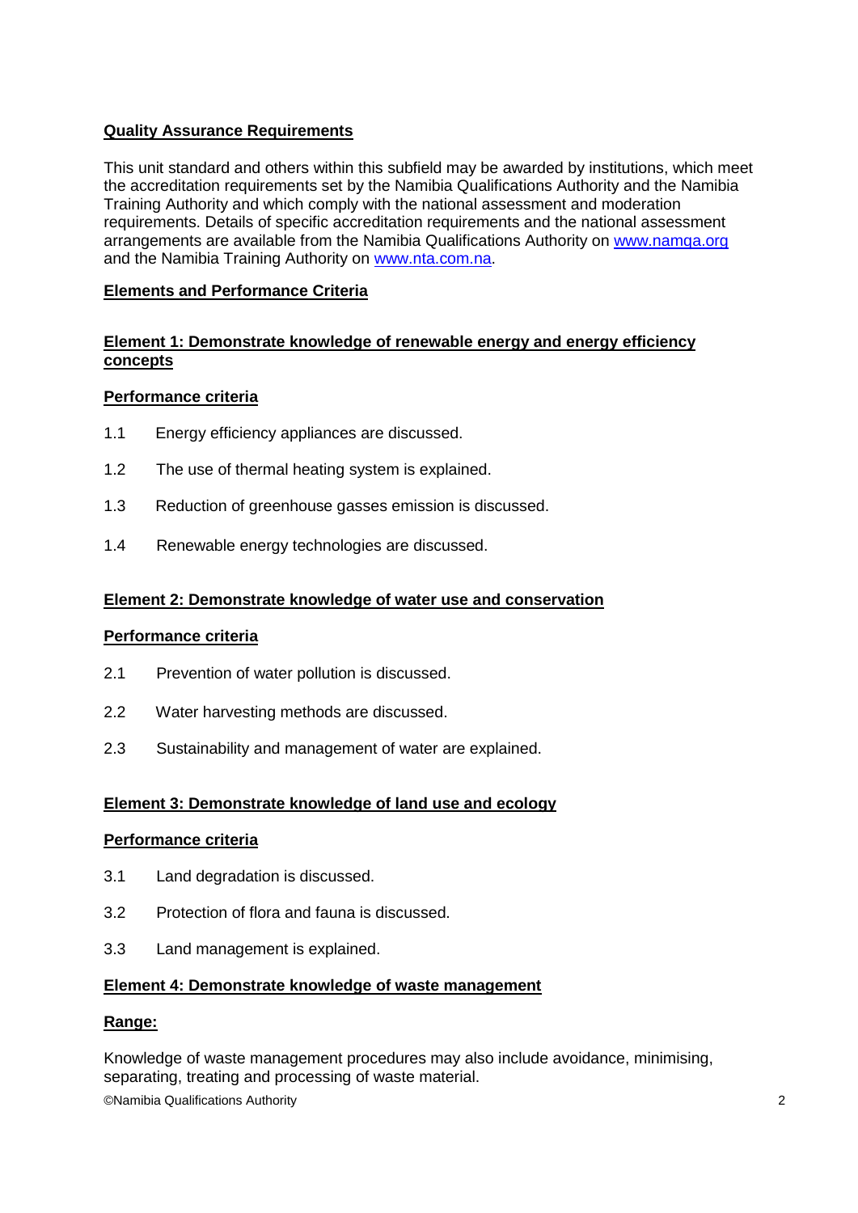**Quality Assurance Requirements**

This unit standard and others within this subfield may be awarded by institutions, which meet the accreditation requirements set by the Namibia Qualifications Authority and the Namibia Training Authority and which comply with the national assessment and moderation requirements. Details of specific accreditation requirements and the national assessment arrangements are available from the Namibia Qualifications Authority on [www.namqa.org](http://www.namqa.org) and the Namibia Training Authority on [www.nta.com.na](http://www.nta.com.na).

**Elements and Performance Criteria**

**Element 1: Demonstrate knowledge of renewable energy and energy efficiency concepts**

**Performance criteria**

1.1 Energy efficiency appliances are discussed.

1.2 The use of thermal heating system is explained.

1.3 Reduction of greenhouse gasses emission is discussed.

1.4 Renewable energy technologies are discussed.

**Element 2: Demonstrate knowledge of water use and conservation**

**Performance criteria**

2.1 Prevention of water pollution is discussed.

2.2 Water harvesting methods are discussed.

2.3 Sustainability and management of water are explained.

**Element 3: Demonstrate knowledge of land use and ecology**

**Performance criteria**

3.1 Land degradation is discussed.

3.2 Protection of flora and fauna is discussed.

3.3 Land management is explained.

**Element 4: Demonstrate knowledge of waste management**

**Range:**

Knowledge of waste management procedures may also include avoidance, minimising, separating, treating and processing of waste material.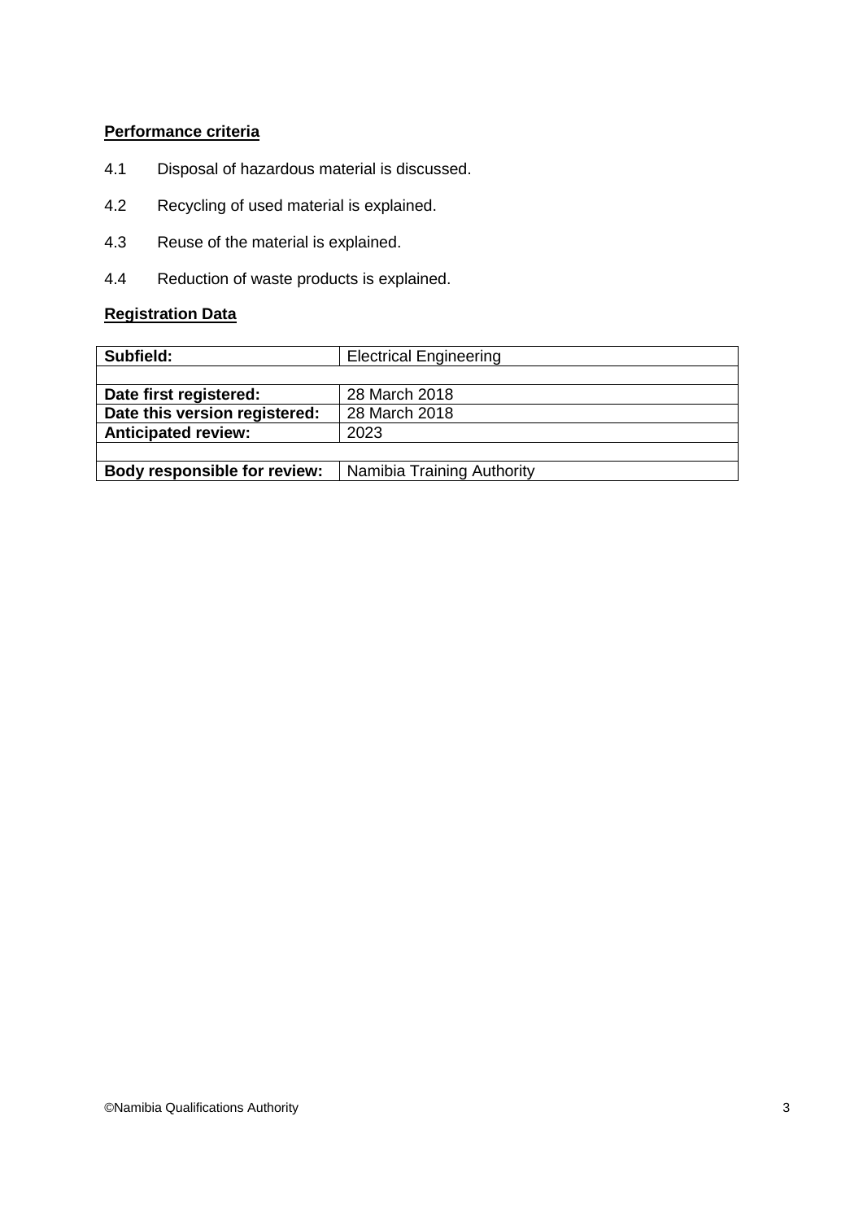**Performance criteria**

4.1 Disposal of hazardous material is discussed.

4.2 Recycling of used material is explained.

4.3 Reuse of the material is explained.

4.4 Reduction of waste products is explained.

**Registration Data**

| | |
|---|---|
| **Subfield:** | Electrical Engineering |
| | |
| **Date first registered:** | 28 March 2018 |
| **Date this version registered:** | 28 March 2018 |
| **Anticipated review:** | 2023 |
| | |
| **Body responsible for review:** | Namibia Training Authority |

©Namibia Qualifications Authority